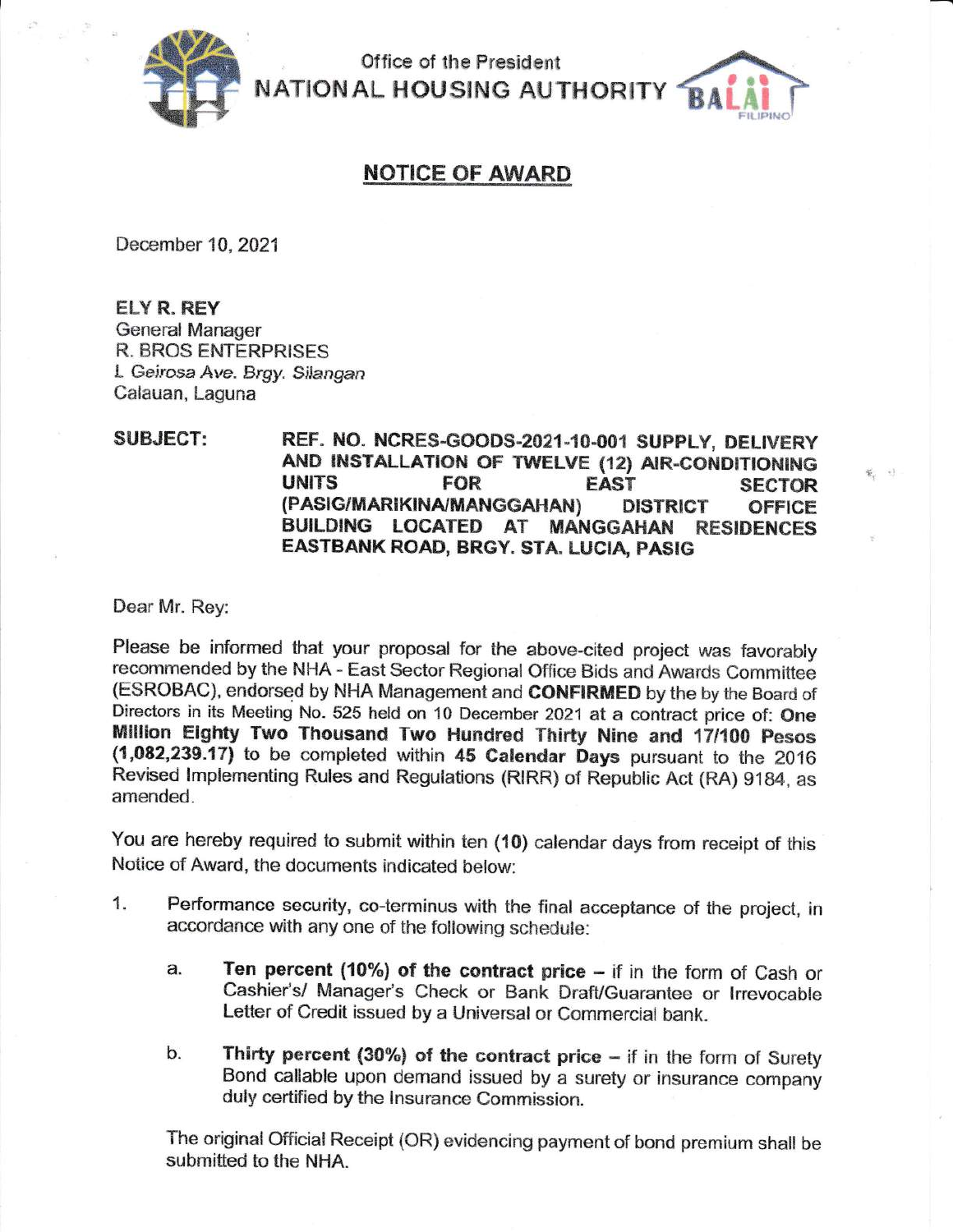Office of the President
NATIONAL HOUSING AUTHORITY

## NOTICE OF AWARD

December 10, 2021

**ELY R. REY**
General Manager
R. BROS ENTERPRISES
*L Geirosa Ave. Brgy. Silangan*
Calauan, Laguna

**SUBJECT:** **REF. NO. NCRES-GOODS-2021-10-001 SUPPLY, DELIVERY AND INSTALLATION OF TWELVE (12) AIR-CONDITIONING UNITS FOR EAST SECTOR (PASIG/MARIKINA/MANGGAHAN) DISTRICT OFFICE BUILDING LOCATED AT MANGGAHAN RESIDENCES EASTBANK ROAD, BRGY. STA. LUCIA, PASIG**

Dear Mr. Rey:

Please be informed that your proposal for the above-cited project was favorably recommended by the NHA - East Sector Regional Office Bids and Awards Committee (ESROBAC), endorsed by NHA Management and **CONFIRMED** by the by the Board of Directors in its Meeting No. 525 held on 10 December 2021 at a contract price of: **One Million Eighty Two Thousand Two Hundred Thirty Nine and 17/100 Pesos (1,082,239.17)** to be completed within **45 Calendar Days** pursuant to the 2016 Revised Implementing Rules and Regulations (RIRR) of Republic Act (RA) 9184, as amended.

You are hereby required to submit within ten (**10**) calendar days from receipt of this Notice of Award, the documents indicated below:

1. Performance security, co-terminus with the final acceptance of the project, in accordance with any one of the following schedule:

   a. **Ten percent (10%) of the contract price** – if in the form of Cash or Cashier's/ Manager's Check or Bank Draft/Guarantee or Irrevocable Letter of Credit issued by a Universal or Commercial bank.

   b. **Thirty percent (30%) of the contract price** – if in the form of Surety Bond callable upon demand issued by a surety or insurance company duly certified by the Insurance Commission.

   The original Official Receipt (OR) evidencing payment of bond premium shall be submitted to the NHA.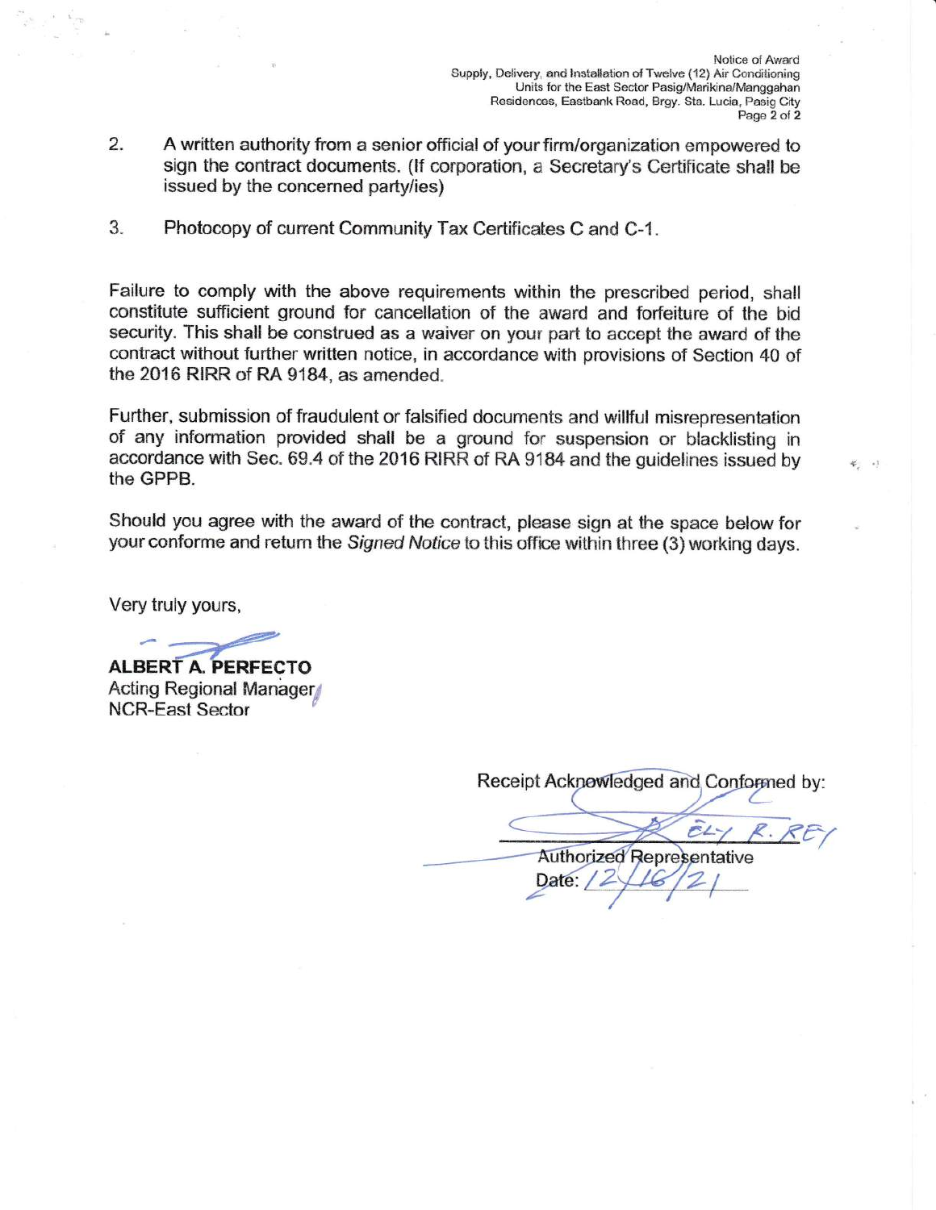2. A written authority from a senior official of your firm/organization empowered to sign the contract documents. (If corporation, a Secretary's Certificate shall be issued by the concerned party/ies)

3. Photocopy of current Community Tax Certificates C and C-1.

Failure to comply with the above requirements within the prescribed period, shall constitute sufficient ground for cancellation of the award and forfeiture of the bid security. This shall be construed as a waiver on your part to accept the award of the contract without further written notice, in accordance with provisions of Section 40 of the 2016 RIRR of RA 9184, as amended.

Further, submission of fraudulent or falsified documents and willful misrepresentation of any information provided shall be a ground for suspension or blacklisting in accordance with Sec. 69.4 of the 2016 RIRR of RA 9184 and the guidelines issued by the GPPB.

Should you agree with the award of the contract, please sign at the space below for your conforme and return the *Signed Notice* to this office within three (3) working days.

Very truly yours,

**ALBERT A. PERFECTO**
Acting Regional Manager
NCR-East Sector

Receipt Acknowledged and Conformed by:

ELY R. REY
Authorized Representative
Date: 12/16/21